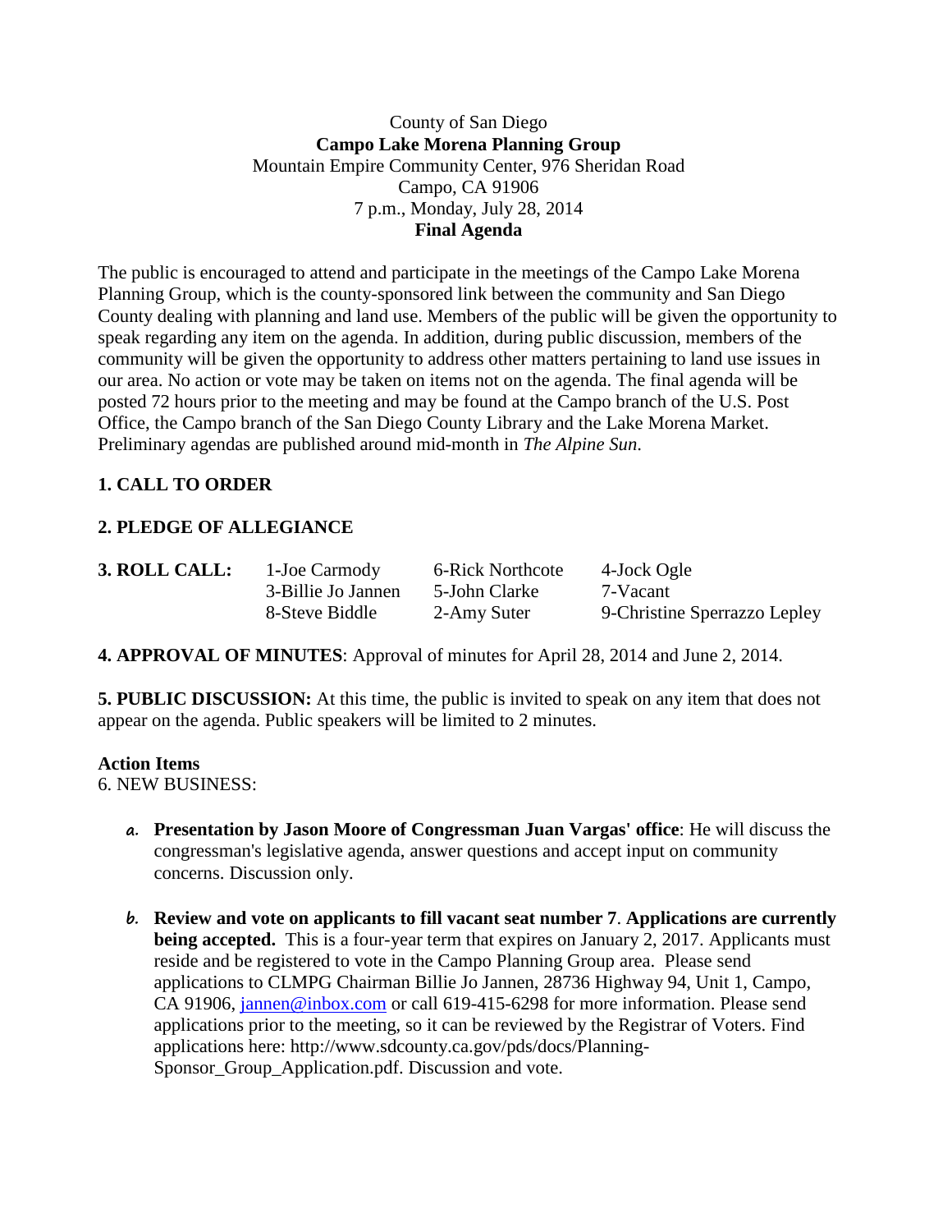County of San Diego
**Campo Lake Morena Planning Group**
Mountain Empire Community Center, 976 Sheridan Road
Campo, CA 91906
7 p.m., Monday, July 28, 2014
**Final Agenda**

The public is encouraged to attend and participate in the meetings of the Campo Lake Morena Planning Group, which is the county-sponsored link between the community and San Diego County dealing with planning and land use. Members of the public will be given the opportunity to speak regarding any item on the agenda. In addition, during public discussion, members of the community will be given the opportunity to address other matters pertaining to land use issues in our area. No action or vote may be taken on items not on the agenda. The final agenda will be posted 72 hours prior to the meeting and may be found at the Campo branch of the U.S. Post Office, the Campo branch of the San Diego County Library and the Lake Morena Market. Preliminary agendas are published around mid-month in *The Alpine Sun*.

**1. CALL TO ORDER**

**2. PLEDGE OF ALLEGIANCE**

| **3. ROLL CALL:** | 1-Joe Carmody | 6-Rick Northcote | 4-Jock Ogle |
|---|---|---|---|
| | 3-Billie Jo Jannen | 5-John Clarke | 7-Vacant |
| | 8-Steve Biddle | 2-Amy Suter | 9-Christine Sperrazzo Lepley |

**4. APPROVAL OF MINUTES**: Approval of minutes for April 28, 2014 and June 2, 2014.

**5. PUBLIC DISCUSSION:** At this time, the public is invited to speak on any item that does not appear on the agenda. Public speakers will be limited to 2 minutes.

**Action Items**
6. NEW BUSINESS:

a. **Presentation by Jason Moore of Congressman Juan Vargas' office**: He will discuss the congressman's legislative agenda, answer questions and accept input on community concerns. Discussion only.

b. **Review and vote on applicants to fill vacant seat number 7**. **Applications are currently being accepted.** This is a four-year term that expires on January 2, 2017. Applicants must reside and be registered to vote in the Campo Planning Group area. Please send applications to CLMPG Chairman Billie Jo Jannen, 28736 Highway 94, Unit 1, Campo, CA 91906, jannen@inbox.com or call 619-415-6298 for more information. Please send applications prior to the meeting, so it can be reviewed by the Registrar of Voters. Find applications here: http://www.sdcounty.ca.gov/pds/docs/Planning-Sponsor_Group_Application.pdf. Discussion and vote.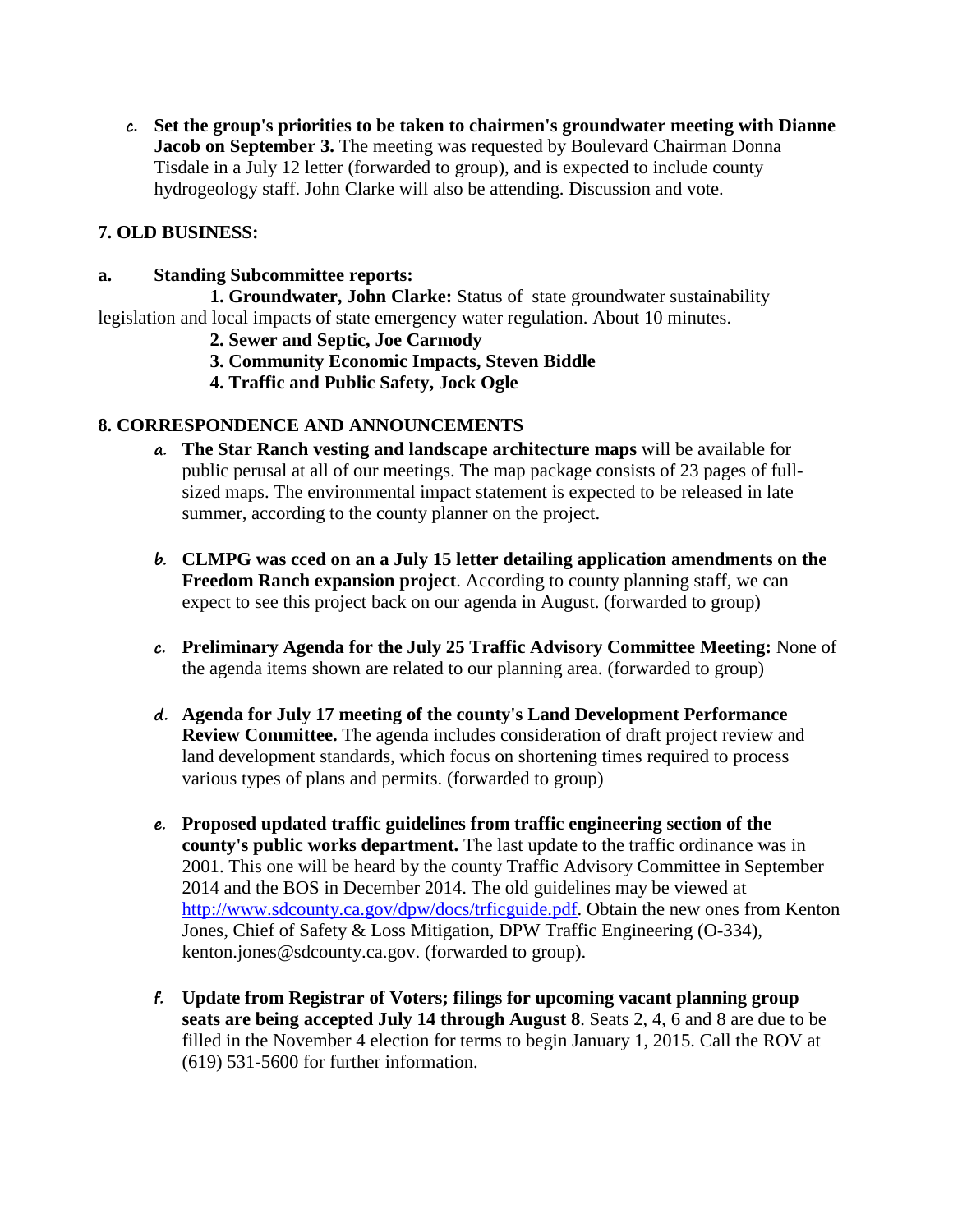c. **Set the group's priorities to be taken to chairmen's groundwater meeting with Dianne Jacob on September 3.** The meeting was requested by Boulevard Chairman Donna Tisdale in a July 12 letter (forwarded to group), and is expected to include county hydrogeology staff. John Clarke will also be attending. Discussion and vote.

## 7. OLD BUSINESS:

**a. Standing Subcommittee reports:**

**1. Groundwater, John Clarke:** Status of state groundwater sustainability legislation and local impacts of state emergency water regulation. About 10 minutes.

**2. Sewer and Septic, Joe Carmody**

**3. Community Economic Impacts, Steven Biddle**

**4. Traffic and Public Safety, Jock Ogle**

## 8. CORRESPONDENCE AND ANNOUNCEMENTS

a. **The Star Ranch vesting and landscape architecture maps** will be available for public perusal at all of our meetings. The map package consists of 23 pages of full-sized maps. The environmental impact statement is expected to be released in late summer, according to the county planner on the project.

b. **CLMPG was cced on an a July 15 letter detailing application amendments on the Freedom Ranch expansion project**. According to county planning staff, we can expect to see this project back on our agenda in August. (forwarded to group)

c. **Preliminary Agenda for the July 25 Traffic Advisory Committee Meeting:** None of the agenda items shown are related to our planning area. (forwarded to group)

d. **Agenda for July 17 meeting of the county's Land Development Performance Review Committee.** The agenda includes consideration of draft project review and land development standards, which focus on shortening times required to process various types of plans and permits. (forwarded to group)

e. **Proposed updated traffic guidelines from traffic engineering section of the county's public works department.** The last update to the traffic ordinance was in 2001. This one will be heard by the county Traffic Advisory Committee in September 2014 and the BOS in December 2014. The old guidelines may be viewed at [http://www.sdcounty.ca.gov/dpw/docs/trficguide.pdf](http://www.sdcounty.ca.gov/dpw/docs/trficguide.pdf). Obtain the new ones from Kenton Jones, Chief of Safety & Loss Mitigation, DPW Traffic Engineering (O-334), kenton.jones@sdcounty.ca.gov. (forwarded to group).

f. **Update from Registrar of Voters; filings for upcoming vacant planning group seats are being accepted July 14 through August 8**. Seats 2, 4, 6 and 8 are due to be filled in the November 4 election for terms to begin January 1, 2015. Call the ROV at (619) 531-5600 for further information.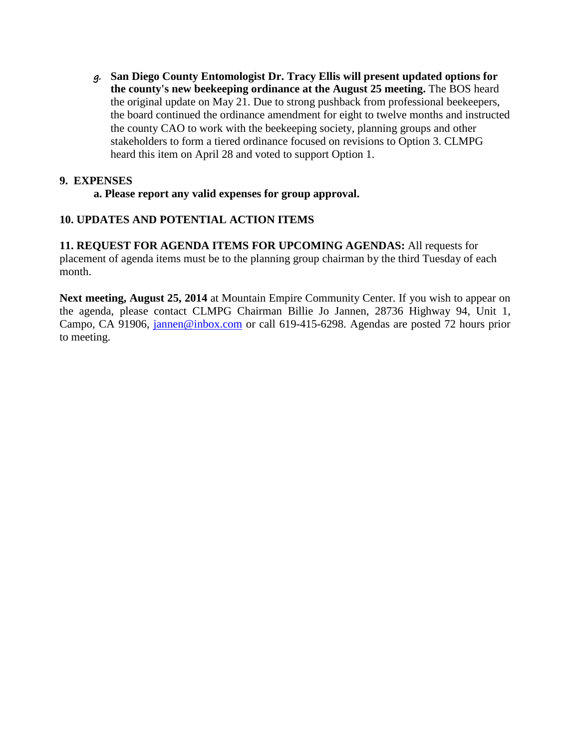g. **San Diego County Entomologist Dr. Tracy Ellis will present updated options for the county's new beekeeping ordinance at the August 25 meeting.** The BOS heard the original update on May 21. Due to strong pushback from professional beekeepers, the board continued the ordinance amendment for eight to twelve months and instructed the county CAO to work with the beekeeping society, planning groups and other stakeholders to form a tiered ordinance focused on revisions to Option 3. CLMPG heard this item on April 28 and voted to support Option 1.

**9. EXPENSES**

**a. Please report any valid expenses for group approval.**

**10. UPDATES AND POTENTIAL ACTION ITEMS**

**11. REQUEST FOR AGENDA ITEMS FOR UPCOMING AGENDAS:** All requests for placement of agenda items must be to the planning group chairman by the third Tuesday of each month.

**Next meeting, August 25, 2014** at Mountain Empire Community Center. If you wish to appear on the agenda, please contact CLMPG Chairman Billie Jo Jannen, 28736 Highway 94, Unit 1, Campo, CA 91906, jannen@inbox.com or call 619-415-6298. Agendas are posted 72 hours prior to meeting.